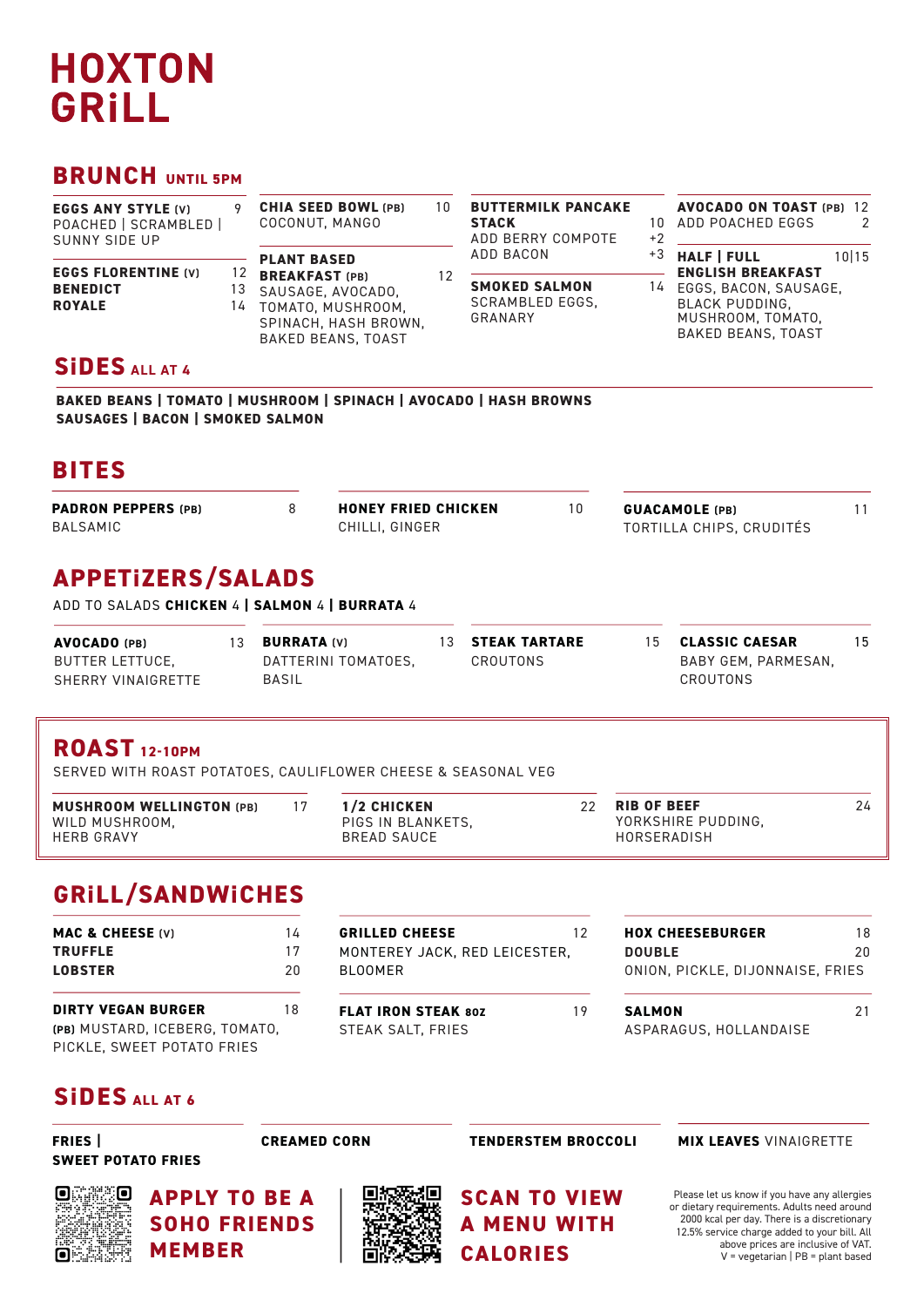# HOXTON GRiLL

## BRUNCH UNTIL 5PM

**EGGS ANY STYLE (V)** 9
POACHED | SCRAMBLED | SUNNY SIDE UP

**EGGS FLORENTINE (V)** 12
**BENEDICT** 13
**ROYALE** 14

**CHIA SEED BOWL (PB)** 10
COCONUT, MANGO

**PLANT BASED BREAKFAST (PB)** 12
SAUSAGE, AVOCADO, TOMATO, MUSHROOM, SPINACH, HASH BROWN, BAKED BEANS, TOAST

**BUTTERMILK PANCAKE STACK** 10
ADD BERRY COMPOTE +2
ADD BACON +3

**SMOKED SALMON** 14
SCRAMBLED EGGS, GRANARY

**AVOCADO ON TOAST (PB)** 12
ADD POACHED EGGS 2

**HALF | FULL ENGLISH BREAKFAST** 10|15
EGGS, BACON, SAUSAGE, BLACK PUDDING, MUSHROOM, TOMATO, BAKED BEANS, TOAST

## SiDES ALL AT 4

**BAKED BEANS | TOMATO | MUSHROOM | SPINACH | AVOCADO | HASH BROWNS**
**SAUSAGES | BACON | SMOKED SALMON**

## BITES

**PADRON PEPPERS (PB)** 8
BALSAMIC

**HONEY FRIED CHICKEN** 10
CHILLI, GINGER

**GUACAMOLE (PB)** 11
TORTILLA CHIPS, CRUDITÉS

## APPETiZERS/SALADS

ADD TO SALADS **CHICKEN** 4 | **SALMON** 4 | **BURRATA** 4

**AVOCADO (PB)** 13
BUTTER LETTUCE, SHERRY VINAIGRETTE

**BURRATA (V)** 13
DATTERINI TOMATOES, BASIL

**STEAK TARTARE** 15
CROUTONS

**CLASSIC CAESAR** 15
BABY GEM, PARMESAN, CROUTONS

## ROAST 12-10PM

SERVED WITH ROAST POTATOES, CAULIFLOWER CHEESE & SEASONAL VEG

**MUSHROOM WELLINGTON (PB)** 17
WILD MUSHROOM, HERB GRAVY

**1/2 CHICKEN** 22
PIGS IN BLANKETS, BREAD SAUCE

**RIB OF BEEF** 24
YORKSHIRE PUDDING, HORSERADISH

## GRiLL/SANDWiCHES

**MAC & CHEESE (V)** 14
**TRUFFLE** 17
**LOBSTER** 20

**DIRTY VEGAN BURGER** 18
**(PB)** MUSTARD, ICEBERG, TOMATO, PICKLE, SWEET POTATO FRIES

**GRILLED CHEESE** 12
MONTEREY JACK, RED LEICESTER, BLOOMER

**FLAT IRON STEAK 8OZ** 19
STEAK SALT, FRIES

**HOX CHEESEBURGER** 18
**DOUBLE** 20
ONION, PICKLE, DIJONNAISE, FRIES

**SALMON** 21
ASPARAGUS, HOLLANDAISE

## SiDES ALL AT 6

**FRIES | SWEET POTATO FRIES**

**CREAMED CORN**

**TENDERSTEM BROCCOLI**

**MIX LEAVES** VINAIGRETTE

**APPLY TO BE A SOHO FRIENDS MEMBER**

**SCAN TO VIEW A MENU WITH CALORIES**

Please let us know if you have any allergies or dietary requirements. Adults need around 2000 kcal per day. There is a discretionary 12.5% service charge added to your bill. All above prices are inclusive of VAT.
V = vegetarian | PB = plant based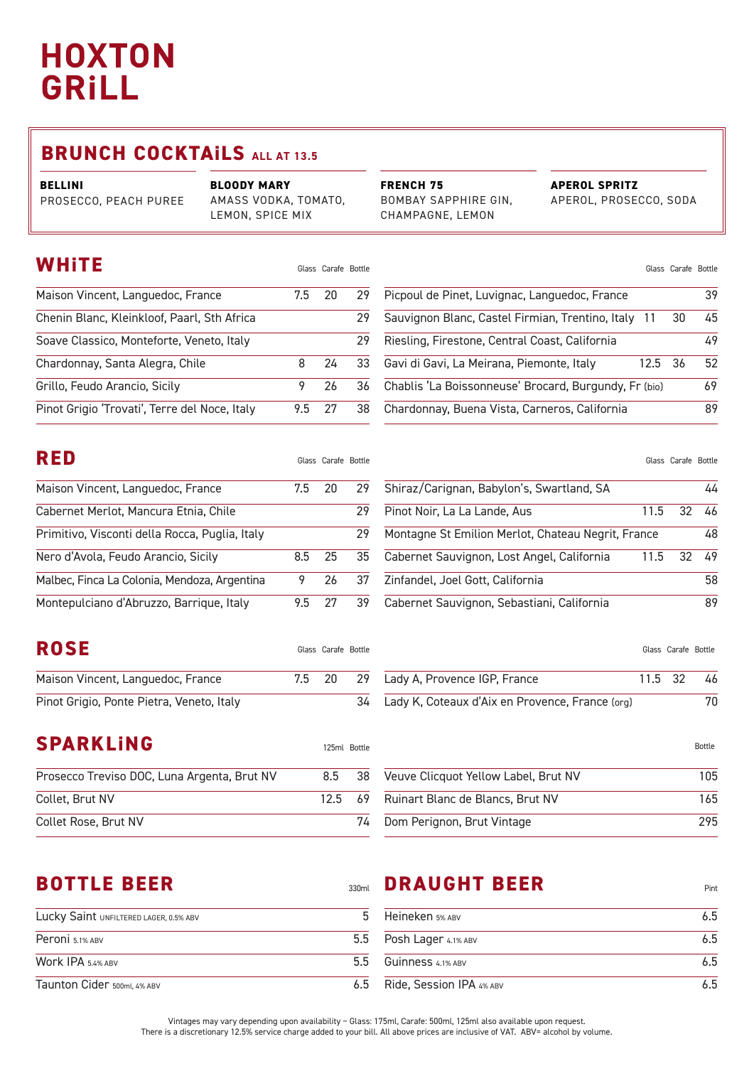# HOXTON GRiLL

## BRUNCH COCKTAiLS ALL AT 13.5

**BELLINI**
PROSECCO, PEACH PUREE

**BLOODY MARY**
AMASS VODKA, TOMATO, LEMON, SPICE MIX

**FRENCH 75**
BOMBAY SAPPHIRE GIN, CHAMPAGNE, LEMON

**APEROL SPRITZ**
APEROL, PROSECCO, SODA

## WHiTE

| | Glass | Carafe | Bottle |
|---|---|---|---|
| Maison Vincent, Languedoc, France | 7.5 | 20 | 29 |
| Chenin Blanc, Kleinkloof, Paarl, Sth Africa | | | 29 |
| Soave Classico, Monteforte, Veneto, Italy | | | 29 |
| Chardonnay, Santa Alegra, Chile | 8 | 24 | 33 |
| Grillo, Feudo Arancio, Sicily | 9 | 26 | 36 |
| Pinot Grigio 'Trovati', Terre del Noce, Italy | 9.5 | 27 | 38 |
| Picpoul de Pinet, Luvignac, Languedoc, France | | | 39 |
| Sauvignon Blanc, Castel Firmian, Trentino, Italy | 11 | 30 | 45 |
| Riesling, Firestone, Central Coast, California | | | 49 |
| Gavi di Gavi, La Meirana, Piemonte, Italy | 12.5 | 36 | 52 |
| Chablis 'La Boissonneuse' Brocard, Burgundy, Fr (bio) | | | 69 |
| Chardonnay, Buena Vista, Carneros, California | | | 89 |

## RED

| | Glass | Carafe | Bottle |
|---|---|---|---|
| Maison Vincent, Languedoc, France | 7.5 | 20 | 29 |
| Cabernet Merlot, Mancura Etnia, Chile | | | 29 |
| Primitivo, Visconti della Rocca, Puglia, Italy | | | 29 |
| Nero d'Avola, Feudo Arancio, Sicily | 8.5 | 25 | 35 |
| Malbec, Finca La Colonia, Mendoza, Argentina | 9 | 26 | 37 |
| Montepulciano d'Abruzzo, Barrique, Italy | 9.5 | 27 | 39 |
| Shiraz/Carignan, Babylon's, Swartland, SA | | | 44 |
| Pinot Noir, La La Lande, Aus | 11.5 | 32 | 46 |
| Montagne St Emilion Merlot, Chateau Negrit, France | | | 48 |
| Cabernet Sauvignon, Lost Angel, California | 11.5 | 32 | 49 |
| Zinfandel, Joel Gott, California | | | 58 |
| Cabernet Sauvignon, Sebastiani, California | | | 89 |

## ROSE

| | Glass | Carafe | Bottle |
|---|---|---|---|
| Maison Vincent, Languedoc, France | 7.5 | 20 | 29 |
| Pinot Grigio, Ponte Pietra, Veneto, Italy | | | 34 |
| Lady A, Provence IGP, France | 11.5 | 32 | 46 |
| Lady K, Coteaux d'Aix en Provence, France (org) | | | 70 |

## SPARKLiNG

| | 125ml | Bottle |
|---|---|---|
| Prosecco Treviso DOC, Luna Argenta, Brut NV | 8.5 | 38 |
| Collet, Brut NV | 12.5 | 69 |
| Collet Rose, Brut NV | | 74 |
| Veuve Clicquot Yellow Label, Brut NV | | 105 |
| Ruinart Blanc de Blancs, Brut NV | | 165 |
| Dom Perignon, Brut Vintage | | 295 |

## BOTTLE BEER

| | 330ml |
|---|---|
| Lucky Saint UNFILTERED LAGER, 0.5% ABV | 5 |
| Peroni 5.1% ABV | 5.5 |
| Work IPA 5.4% ABV | 5.5 |
| Taunton Cider 500ml, 4% ABV | 6.5 |

## DRAUGHT BEER

| | Pint |
|---|---|
| Heineken 5% ABV | 6.5 |
| Posh Lager 4.1% ABV | 6.5 |
| Guinness 4.1% ABV | 6.5 |
| Ride, Session IPA 4% ABV | 6.5 |

Vintages may vary depending upon availability ~ Glass: 175ml, Carafe: 500ml, 125ml also available upon request.
There is a discretionary 12.5% service charge added to your bill. All above prices are inclusive of VAT. ABV= alcohol by volume.